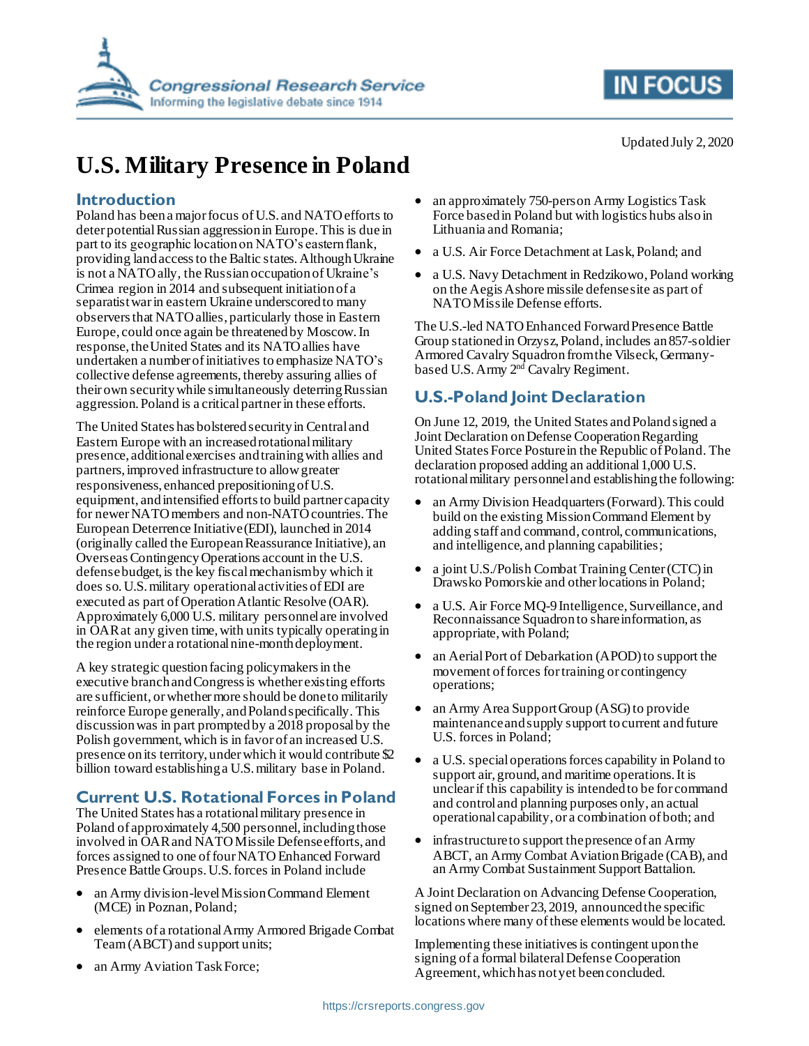Updated July 2, 2020

# U.S. Military Presence in Poland

## Introduction

Poland has been a major focus of U.S. and NATO efforts to deter potential Russian aggression in Europe. This is due in part to its geographic location on NATO's eastern flank, providing land access to the Baltic states. Although Ukraine is not a NATO ally, the Russian occupation of Ukraine's Crimea region in 2014 and subsequent initiation of a separatist war in eastern Ukraine underscored to many observers that NATO allies, particularly those in Eastern Europe, could once again be threatened by Moscow. In response, the United States and its NATO allies have undertaken a number of initiatives to emphasize NATO's collective defense agreements, thereby assuring allies of their own security while simultaneously deterring Russian aggression. Poland is a critical partner in these efforts.

The United States has bolstered security in Central and Eastern Europe with an increased rotational military presence, additional exercises and training with allies and partners, improved infrastructure to allow greater responsiveness, enhanced prepositioning of U.S. equipment, and intensified efforts to build partner capacity for newer NATO members and non-NATO countries. The European Deterrence Initiative (EDI), launched in 2014 (originally called the European Reassurance Initiative), an Overseas Contingency Operations account in the U.S. defense budget, is the key fiscal mechanism by which it does so. U.S. military operational activities of EDI are executed as part of Operation Atlantic Resolve (OAR). Approximately 6,000 U.S. military personnel are involved in OAR at any given time, with units typically operating in the region under a rotational nine-month deployment.

A key strategic question facing policymakers in the executive branch and Congress is whether existing efforts are sufficient, or whether more should be done to militarily reinforce Europe generally, and Poland specifically. This discussion was in part prompted by a 2018 proposal by the Polish government, which is in favor of an increased U.S. presence on its territory, under which it would contribute $2 billion toward establishing a U.S. military base in Poland.

## Current U.S. Rotational Forces in Poland

The United States has a rotational military presence in Poland of approximately 4,500 personnel, including those involved in OAR and NATO Missile Defense efforts, and forces assigned to one of four NATO Enhanced Forward Presence Battle Groups. U.S. forces in Poland include

- an Army division-level Mission Command Element (MCE) in Poznan, Poland;
- elements of a rotational Army Armored Brigade Combat Team (ABCT) and support units;
- an Army Aviation Task Force;
- an approximately 750-person Army Logistics Task Force based in Poland but with logistics hubs also in Lithuania and Romania;
- a U.S. Air Force Detachment at Lask, Poland; and
- a U.S. Navy Detachment in Redzikowo, Poland working on the Aegis Ashore missile defense site as part of NATO Missile Defense efforts.

The U.S.-led NATO Enhanced Forward Presence Battle Group stationed in Orzysz, Poland, includes an 857-soldier Armored Cavalry Squadron from the Vilseck, Germany-based U.S. Army 2nd Cavalry Regiment.

## U.S.-Poland Joint Declaration

On June 12, 2019, the United States and Poland signed a Joint Declaration on Defense Cooperation Regarding United States Force Posture in the Republic of Poland. The declaration proposed adding an additional 1,000 U.S. rotational military personnel and establishing the following:

- an Army Division Headquarters (Forward). This could build on the existing Mission Command Element by adding staff and command, control, communications, and intelligence, and planning capabilities;
- a joint U.S./Polish Combat Training Center (CTC) in Drawsko Pomorskie and other locations in Poland;
- a U.S. Air Force MQ-9 Intelligence, Surveillance, and Reconnaissance Squadron to share information, as appropriate, with Poland;
- an Aerial Port of Debarkation (APOD) to support the movement of forces for training or contingency operations;
- an Army Area Support Group (ASG) to provide maintenance and supply support to current and future U.S. forces in Poland;
- a U.S. special operations forces capability in Poland to support air, ground, and maritime operations. It is unclear if this capability is intended to be for command and control and planning purposes only, an actual operational capability, or a combination of both; and
- infrastructure to support the presence of an Army ABCT, an Army Combat Aviation Brigade (CAB), and an Army Combat Sustainment Support Battalion.

A Joint Declaration on Advancing Defense Cooperation, signed on September 23, 2019, announced the specific locations where many of these elements would be located.

Implementing these initiatives is contingent upon the signing of a formal bilateral Defense Cooperation Agreement, which has not yet been concluded.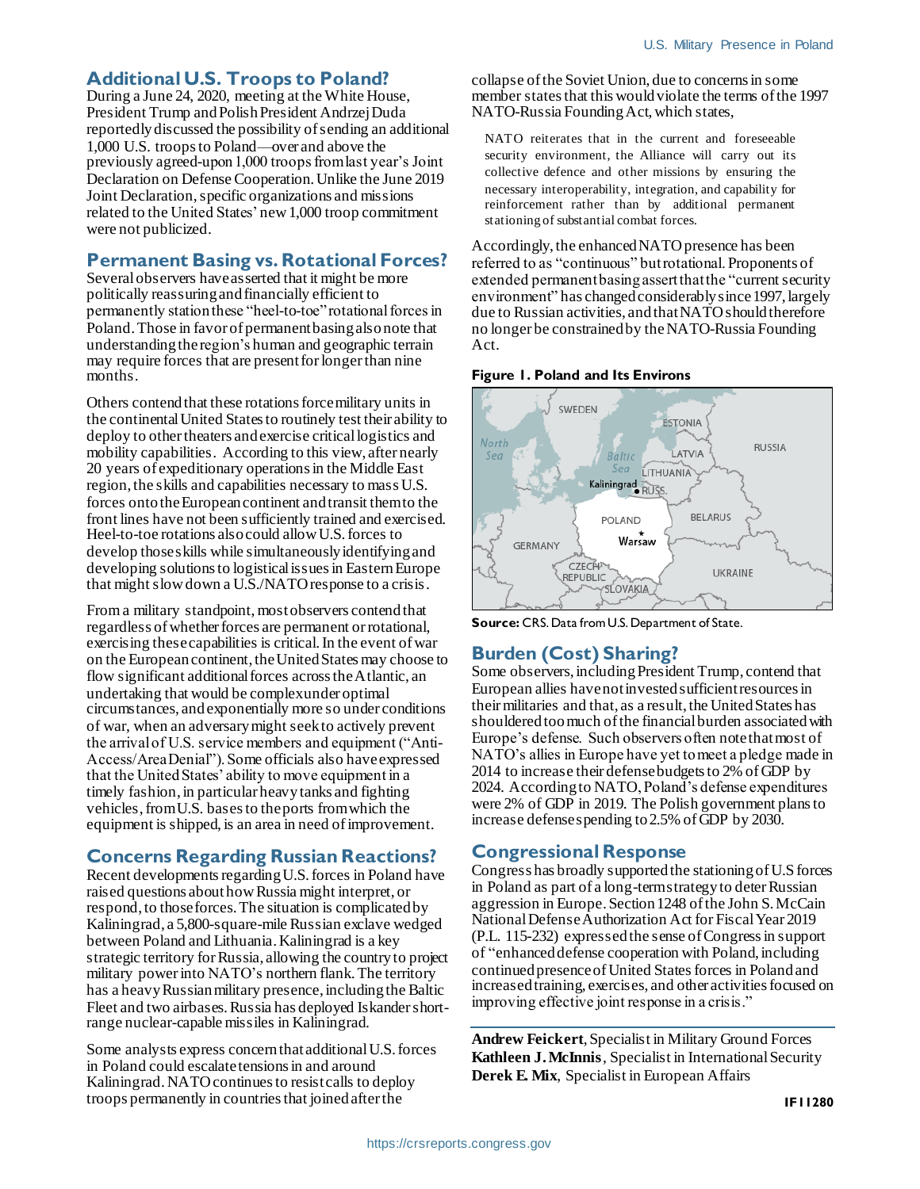## Additional U.S. Troops to Poland?

During a June 24, 2020, meeting at the White House, President Trump and Polish President Andrzej Duda reportedly discussed the possibility of sending an additional 1,000 U.S. troops to Poland—over and above the previously agreed-upon 1,000 troops from last year's Joint Declaration on Defense Cooperation. Unlike the June 2019 Joint Declaration, specific organizations and missions related to the United States' new 1,000 troop commitment were not publicized.

## Permanent Basing vs. Rotational Forces?

Several observers have asserted that it might be more politically reassuring and financially efficient to permanently station these "heel-to-toe" rotational forces in Poland. Those in favor of permanent basing also note that understanding the region's human and geographic terrain may require forces that are present for longer than nine months.

Others contend that these rotations force military units in the continental United States to routinely test their ability to deploy to other theaters and exercise critical logistics and mobility capabilities. According to this view, after nearly 20 years of expeditionary operations in the Middle East region, the skills and capabilities necessary to mass U.S. forces onto the European continent and transit them to the front lines have not been sufficiently trained and exercised. Heel-to-toe rotations also could allow U.S. forces to develop those skills while simultaneously identifying and developing solutions to logistical issues in Eastern Europe that might slow down a U.S./NATO response to a crisis.

From a military standpoint, most observers contend that regardless of whether forces are permanent or rotational, exercising these capabilities is critical. In the event of war on the European continent, the United States may choose to flow significant additional forces across the Atlantic, an undertaking that would be complex under optimal circumstances, and exponentially more so under conditions of war, when an adversary might seek to actively prevent the arrival of U.S. service members and equipment ("Anti-Access/Area Denial"). Some officials also have expressed that the United States' ability to move equipment in a timely fashion, in particular heavy tanks and fighting vehicles, from U.S. bases to the ports from which the equipment is shipped, is an area in need of improvement.

## Concerns Regarding Russian Reactions?

Recent developments regarding U.S. forces in Poland have raised questions about how Russia might interpret, or respond, to those forces. The situation is complicated by Kaliningrad, a 5,800-square-mile Russian exclave wedged between Poland and Lithuania. Kaliningrad is a key strategic territory for Russia, allowing the country to project military power into NATO's northern flank. The territory has a heavy Russian military presence, including the Baltic Fleet and two airbases. Russia has deployed Iskander short-range nuclear-capable missiles in Kaliningrad.

Some analysts express concern that additional U.S. forces in Poland could escalate tensions in and around Kaliningrad. NATO continues to resist calls to deploy troops permanently in countries that joined after the collapse of the Soviet Union, due to concerns in some member states that this would violate the terms of the 1997 NATO-Russia Founding Act, which states,

> NATO reiterates that in the current and foreseeable security environment, the Alliance will carry out its collective defence and other missions by ensuring the necessary interoperability, integration, and capability for reinforcement rather than by additional permanent stationing of substantial combat forces.

Accordingly, the enhanced NATO presence has been referred to as "continuous" but rotational. Proponents of extended permanent basing assert that the "current security environment" has changed considerably since 1997, largely due to Russian activities, and that NATO should therefore no longer be constrained by the NATO-Russia Founding Act.

**Figure 1. Poland and Its Environs**

**Source:** CRS. Data from U.S. Department of State.

## Burden (Cost) Sharing?

Some observers, including President Trump, contend that European allies have not invested sufficient resources in their militaries and that, as a result, the United States has shouldered too much of the financial burden associated with Europe's defense. Such observers often note that most of NATO's allies in Europe have yet to meet a pledge made in 2014 to increase their defense budgets to 2% of GDP by 2024. According to NATO, Poland's defense expenditures were 2% of GDP in 2019. The Polish government plans to increase defense spending to 2.5% of GDP by 2030.

## Congressional Response

Congress has broadly supported the stationing of U.S forces in Poland as part of a long-term strategy to deter Russian aggression in Europe. Section 1248 of the John S. McCain National Defense Authorization Act for Fiscal Year 2019 (P.L. 115-232) expressed the sense of Congress in support of "enhanced defense cooperation with Poland, including continued presence of United States forces in Poland and increased training, exercises, and other activities focused on improving effective joint response in a crisis."

**Andrew Feickert**, Specialist in Military Ground Forces
**Kathleen J. McInnis**, Specialist in International Security
**Derek E. Mix**, Specialist in European Affairs

IF11280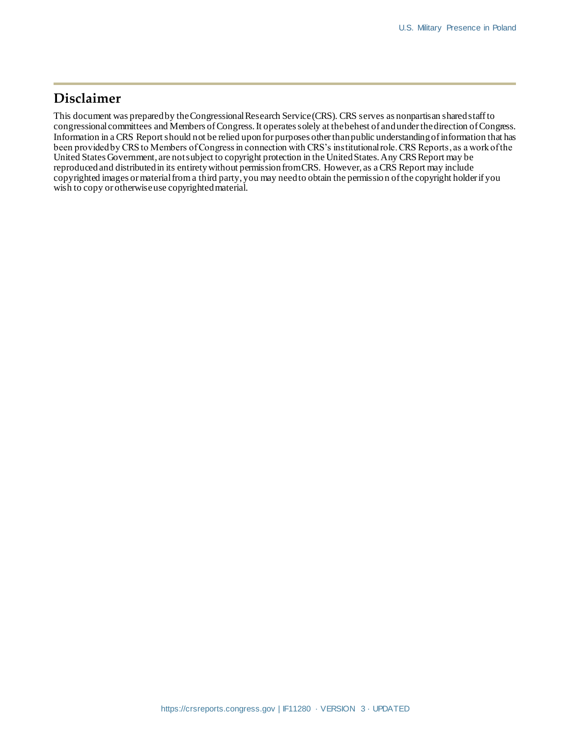## Disclaimer

This document was prepared by the Congressional Research Service (CRS). CRS serves as nonpartisan shared staff to congressional committees and Members of Congress. It operates solely at the behest of and under the direction of Congress. Information in a CRS Report should not be relied upon for purposes other than public understanding of information that has been provided by CRS to Members of Congress in connection with CRS's institutional role. CRS Reports, as a work of the United States Government, are not subject to copyright protection in the United States. Any CRS Report may be reproduced and distributed in its entirety without permission from CRS. However, as a CRS Report may include copyrighted images or material from a third party, you may need to obtain the permission of the copyright holder if you wish to copy or otherwise use copyrighted material.